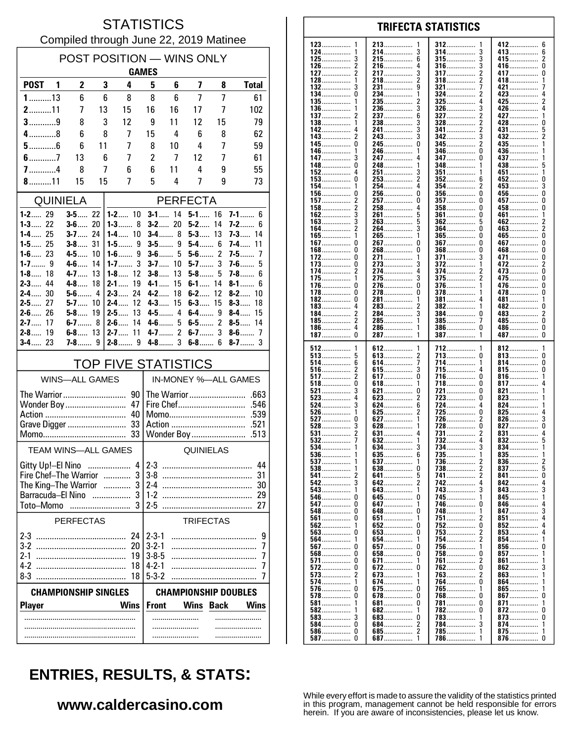# STATISTICS

Compiled through June 22, 2019 Matinee

## POST POSITION — WINS ONLY

| | GAMES | | | | | | | | |
|---|---|---|---|---|---|---|---|---|---|
| POST | 1 | 2 | 3 | 4 | 5 | 6 | 7 | 8 | Total |
| 1 | 13 | 6 | 6 | 8 | 8 | 6 | 7 | 7 | 61 |
| 2 | 11 | 7 | 13 | 15 | 16 | 16 | 17 | 7 | 102 |
| 3 | 9 | 8 | 3 | 12 | 9 | 11 | 12 | 15 | 79 |
| 4 | 8 | 6 | 8 | 7 | 15 | 4 | 6 | 8 | 62 |
| 5 | 6 | 6 | 11 | 7 | 8 | 10 | 4 | 7 | 59 |
| 6 | 7 | 13 | 6 | 7 | 2 | 7 | 12 | 7 | 61 |
| 7 | 4 | 8 | 7 | 6 | 6 | 11 | 4 | 9 | 55 |
| 8 | 11 | 15 | 15 | 7 | 5 | 4 | 7 | 9 | 73 |

## QUINIELA

| | | | |
|---|---|---|---|
| 1-2 | 29 | 3-5 | 22 |
| 1-3 | 22 | 3-6 | 20 |
| 1-4 | 25 | 3-7 | 24 |
| 1-5 | 25 | 3-8 | 31 |
| 1-6 | 23 | 4-5 | 10 |
| 1-7 | 9 | 4-6 | 14 |
| 1-8 | 18 | 4-7 | 13 |
| 2-3 | 44 | 4-8 | 18 |
| 2-4 | 30 | 5-6 | 4 |
| 2-5 | 27 | 5-7 | 10 |
| 2-6 | 26 | 5-8 | 19 |
| 2-7 | 17 | 6-7 | 8 |
| 2-8 | 19 | 6-8 | 13 |
| 3-4 | 23 | 7-8 | 9 |

## PERFECTA

| | | | | | | | |
|---|---|---|---|---|---|---|---|
| 1-2 | 10 | 3-1 | 14 | 5-1 | 16 | 7-1 | 6 |
| 1-3 | 8 | 3-2 | 20 | 5-2 | 14 | 7-2 | 6 |
| 1-4 | 10 | 3-4 | 8 | 5-3 | 13 | 7-3 | 14 |
| 1-5 | 9 | 3-5 | 9 | 5-4 | 6 | 7-4 | 11 |
| 1-6 | 9 | 3-6 | 5 | 5-6 | 2 | 7-5 | 7 |
| 1-7 | 3 | 3-7 | 10 | 5-7 | 3 | 7-6 | 5 |
| 1-8 | 12 | 3-8 | 13 | 5-8 | 5 | 7-8 | 6 |
| 2-1 | 19 | 4-1 | 15 | 6-1 | 14 | 8-1 | 6 |
| 2-3 | 24 | 4-2 | 18 | 6-2 | 12 | 8-2 | 10 |
| 2-4 | 12 | 4-3 | 15 | 6-3 | 15 | 8-3 | 18 |
| 2-5 | 13 | 4-5 | 4 | 6-4 | 9 | 8-4 | 15 |
| 2-6 | 14 | 4-6 | 5 | 6-5 | 2 | 8-5 | 14 |
| 2-7 | 11 | 4-7 | 2 | 6-7 | 3 | 8-6 | 7 |
| 2-8 | 9 | 4-8 | 3 | 6-8 | 6 | 8-7 | 3 |

## TOP FIVE STATISTICS

| WINS—ALL GAMES | | IN-MONEY %—ALL GAMES | |
|---|---|---|---|
| The Warrior | 90 | The Warrior | .663 |
| Wonder Boy | 47 | Fire Chef | .546 |
| Action | 40 | Momo | .539 |
| Grave Digger | 33 | Action | .521 |
| Momo | 33 | Wonder Boy | .513 |

| TEAM WINS—ALL GAMES | | QUINIELAS | |
|---|---|---|---|
| Gitty Up!–El Nino | 4 | 2-3 | 44 |
| Fire Chef–The Warrior | 3 | 3-8 | 31 |
| The King–The Warrior | 3 | 2-4 | 30 |
| Barracuda–El Nino | 3 | 1-2 | 29 |
| Toto–Momo | 3 | 2-5 | 27 |

| PERFECTAS | | TRIFECTAS | |
|---|---|---|---|
| 2-3 | 24 | 2-3-1 | 9 |
| 3-2 | 20 | 3-2-1 | 7 |
| 2-1 | 19 | 3-8-5 | 7 |
| 4-2 | 18 | 4-2-1 | 7 |
| 8-3 | 18 | 5-3-2 | 7 |

| CHAMPIONSHIP SINGLES | | CHAMPIONSHIP DOUBLES | | | |
|---|---|---|---|---|---|
| Player | Wins | Front | Wins | Back | Wins |
| | | | | | |
| | | | | | |
| | | | | | |

## TRIFECTA STATISTICS

| | | | | | | | |
|---|---|---|---|---|---|---|---|
| 123 | 1 | 213 | 1 | 312 | 1 | 412 | 6 |
| 124 | 1 | 214 | 3 | 314 | 3 | 413 | 6 |
| 125 | 3 | 215 | 6 | 315 | 3 | 415 | 2 |
| 126 | 2 | 216 | 4 | 316 | 3 | 416 | 0 |
| 127 | 2 | 217 | 3 | 317 | 2 | 417 | 0 |
| 128 | 1 | 218 | 2 | 318 | 2 | 418 | 1 |
| 132 | 3 | 231 | 9 | 321 | 7 | 421 | 7 |
| 134 | 0 | 234 | 1 | 324 | 2 | 423 | 4 |
| 135 | 1 | 235 | 2 | 325 | 4 | 425 | 2 |
| 136 | 1 | 236 | 3 | 326 | 3 | 426 | 4 |
| 137 | 2 | 237 | 6 | 327 | 2 | 427 | 1 |
| 138 | 1 | 238 | 3 | 328 | 2 | 428 | 0 |
| 142 | 4 | 241 | 3 | 341 | 2 | 431 | 5 |
| 143 | 2 | 243 | 3 | 342 | 3 | 432 | 2 |
| 145 | 0 | 245 | 0 | 345 | 2 | 435 | 1 |
| 146 | 1 | 246 | 1 | 346 | 0 | 436 | 1 |
| 147 | 3 | 247 | 4 | 347 | 0 | 437 | 1 |
| 148 | 0 | 248 | 1 | 348 | 1 | 438 | 5 |
| 152 | 4 | 251 | 3 | 351 | 1 | 451 | 1 |
| 153 | 0 | 253 | 2 | 352 | 6 | 452 | 0 |
| 154 | 1 | 254 | 4 | 354 | 2 | 453 | 3 |
| 156 | 0 | 256 | 0 | 356 | 0 | 456 | 0 |
| 157 | 2 | 257 | 0 | 357 | 0 | 457 | 0 |
| 158 | 2 | 258 | 4 | 358 | 0 | 458 | 0 |
| 162 | 3 | 261 | 5 | 361 | 0 | 461 | 1 |
| 163 | 3 | 263 | 5 | 362 | 5 | 462 | 2 |
| 164 | 2 | 264 | 3 | 364 | 0 | 463 | 2 |
| 165 | 1 | 265 | 1 | 365 | 0 | 465 | 0 |
| 167 | 0 | 267 | 0 | 367 | 0 | 467 | 0 |
| 168 | 0 | 268 | 0 | 368 | 0 | 468 | 0 |
| 172 | 0 | 271 | 1 | 371 | 3 | 471 | 0 |
| 173 | 0 | 273 | 3 | 372 | 1 | 472 | 2 |
| 174 | 2 | 274 | 4 | 374 | 2 | 473 | 0 |
| 175 | 1 | 275 | 3 | 375 | 2 | 475 | 0 |
| 176 | 0 | 276 | 0 | 376 | 1 | 476 | 0 |
| 178 | 0 | 278 | 0 | 378 | 1 | 478 | 0 |
| 182 | 0 | 281 | 1 | 381 | 4 | 481 | 1 |
| 183 | 4 | 283 | 2 | 382 | 1 | 482 | 0 |
| 184 | 2 | 284 | 3 | 384 | 0 | 483 | 2 |
| 185 | 2 | 285 | 1 | 385 | 7 | 485 | 0 |
| 186 | 4 | 286 | 1 | 386 | 0 | 486 | 0 |
| 187 | 0 | 287 | 1 | 387 | 1 | 487 | 0 |
| 512 | 1 | 612 | 1 | 712 | 1 | 812 | 1 |
| 513 | 5 | 613 | 2 | 713 | 0 | 813 | 0 |
| 514 | 6 | 614 | 7 | 714 | 1 | 814 | 0 |
| 516 | 2 | 615 | 3 | 715 | 4 | 815 | 0 |
| 517 | 2 | 617 | 0 | 716 | 0 | 816 | 1 |
| 518 | 0 | 618 | 1 | 718 | 0 | 817 | 4 |
| 521 | 3 | 621 | 0 | 721 | 0 | 821 | 1 |
| 523 | 4 | 623 | 2 | 723 | 0 | 823 | 1 |
| 524 | 3 | 624 | 6 | 724 | 4 | 824 | 1 |
| 526 | 1 | 625 | 2 | 725 | 0 | 825 | 4 |
| 527 | 0 | 627 | 1 | 726 | 2 | 826 | 3 |
| 528 | 3 | 628 | 1 | 728 | 0 | 827 | 0 |
| 531 | 2 | 631 | 4 | 731 | 2 | 831 | 4 |
| 532 | 7 | 632 | 1 | 732 | 4 | 832 | 5 |
| 534 | 1 | 634 | 3 | 734 | 3 | 834 | 1 |
| 536 | 1 | 635 | 6 | 735 | 1 | 835 | 1 |
| 537 | 1 | 637 | 1 | 736 | 2 | 836 | 2 |
| 538 | 1 | 638 | 0 | 738 | 2 | 837 | 5 |
| 541 | 2 | 641 | 5 | 741 | 2 | 841 | 0 |
| 542 | 3 | 642 | 2 | 742 | 4 | 842 | 4 |
| 543 | 1 | 643 | 1 | 743 | 3 | 843 | 3 |
| 546 | 0 | 645 | 0 | 745 | 1 | 845 | 1 |
| 547 | 0 | 647 | 1 | 746 | 0 | 846 | 4 |
| 548 | 0 | 648 | 0 | 748 | 1 | 847 | 3 |
| 561 | 0 | 651 | 1 | 751 | 2 | 851 | 4 |
| 562 | 1 | 652 | 0 | 752 | 0 | 852 | 4 |
| 563 | 0 | 653 | 0 | 753 | 2 | 853 | 4 |
| 564 | 1 | 654 | 1 | 754 | 2 | 854 | 1 |
| 567 | 0 | 657 | 0 | 756 | 1 | 856 | 0 |
| 568 | 0 | 658 | 0 | 758 | 0 | 857 | 1 |
| 571 | 0 | 671 | 1 | 761 | 2 | 861 | 1 |
| 572 | 0 | 672 | 0 | 762 | 0 | 862 | 3 |
| 573 | 2 | 673 | 1 | 763 | 2 | 863 | 1 |
| 574 | 1 | 674 | 1 | 764 | 0 | 864 | 1 |
| 576 | 0 | 675 | 0 | 765 | 1 | 865 | 1 |
| 578 | 0 | 678 | 0 | 768 | 0 | 867 | 0 |
| 581 | 1 | 681 | 0 | 781 | 0 | 871 | 1 |
| 582 | 1 | 682 | 1 | 782 | 0 | 872 | 0 |
| 583 | 3 | 683 | 0 | 783 | 1 | 873 | 0 |
| 584 | 0 | 684 | 2 | 784 | 3 | 874 | 1 |
| 586 | 0 | 685 | 2 | 785 | 1 | 875 | 1 |
| 587 | 0 | 687 | 1 | 786 | 1 | 876 | 0 |

## ENTRIES, RESULTS, & STATS:

**www.caldercasino.com**

While every effort is made to assure the validity of the statistics printed in this program, management cannot be held responsible for errors herein. If you are aware of inconsistencies, please let us know.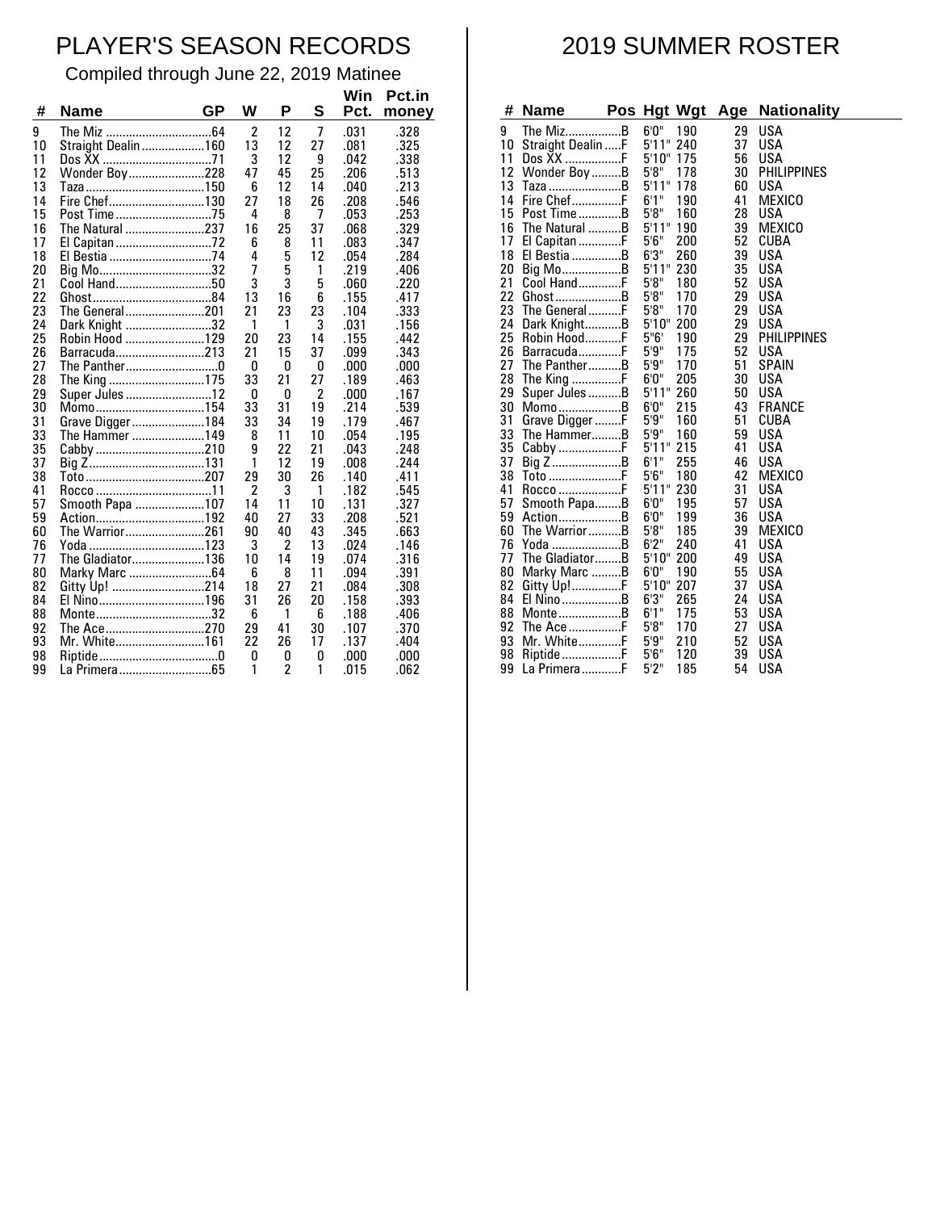# PLAYER'S SEASON RECORDS

Compiled through June 22, 2019 Matinee

| # | Name | GP | W | P | S | Win Pct. | Pct. in money |
|---|---|---|---|---|---|---|---|
| 9 | The Miz | 64 | 2 | 12 | 7 | .031 | .328 |
| 10 | Straight Dealin | 160 | 13 | 12 | 27 | .081 | .325 |
| 11 | Dos XX | 71 | 3 | 12 | 9 | .042 | .338 |
| 12 | Wonder Boy | 228 | 47 | 45 | 25 | .206 | .513 |
| 13 | Taza | 150 | 6 | 12 | 14 | .040 | .213 |
| 14 | Fire Chef | 130 | 27 | 18 | 26 | .208 | .546 |
| 15 | Post Time | 75 | 4 | 8 | 7 | .053 | .253 |
| 16 | The Natural | 237 | 16 | 25 | 37 | .068 | .329 |
| 17 | El Capitan | 72 | 6 | 8 | 11 | .083 | .347 |
| 18 | El Bestia | 74 | 4 | 5 | 12 | .054 | .284 |
| 20 | Big Mo | 32 | 7 | 5 | 1 | .219 | .406 |
| 21 | Cool Hand | 50 | 3 | 3 | 5 | .060 | .220 |
| 22 | Ghost | 84 | 13 | 16 | 6 | .155 | .417 |
| 23 | The General | 201 | 21 | 23 | 23 | .104 | .333 |
| 24 | Dark Knight | 32 | 1 | 1 | 3 | .031 | .156 |
| 25 | Robin Hood | 129 | 20 | 23 | 14 | .155 | .442 |
| 26 | Barracuda | 213 | 21 | 15 | 37 | .099 | .343 |
| 27 | The Panther | 0 | 0 | 0 | 0 | .000 | .000 |
| 28 | The King | 175 | 33 | 21 | 27 | .189 | .463 |
| 29 | Super Jules | 12 | 0 | 0 | 2 | .000 | .167 |
| 30 | Momo | 154 | 33 | 31 | 19 | .214 | .539 |
| 31 | Grave Digger | 184 | 33 | 34 | 19 | .179 | .467 |
| 33 | The Hammer | 149 | 8 | 11 | 10 | .054 | .195 |
| 35 | Cabby | 210 | 9 | 22 | 21 | .043 | .248 |
| 37 | Big Z | 131 | 1 | 12 | 19 | .008 | .244 |
| 38 | Toto | 207 | 29 | 30 | 26 | .140 | .411 |
| 41 | Rocco | 11 | 2 | 3 | 1 | .182 | .545 |
| 57 | Smooth Papa | 107 | 14 | 11 | 10 | .131 | .327 |
| 59 | Action | 192 | 40 | 27 | 33 | .208 | .521 |
| 60 | The Warrior | 261 | 90 | 40 | 43 | .345 | .663 |
| 76 | Yoda | 123 | 3 | 2 | 13 | .024 | .146 |
| 77 | The Gladiator | 136 | 10 | 14 | 19 | .074 | .316 |
| 80 | Marky Marc | 64 | 6 | 8 | 11 | .094 | .391 |
| 82 | Gitty Up! | 214 | 18 | 27 | 21 | .084 | .308 |
| 84 | El Nino | 196 | 31 | 26 | 20 | .158 | .393 |
| 88 | Monte | 32 | 6 | 1 | 6 | .188 | .406 |
| 92 | The Ace | 270 | 29 | 41 | 30 | .107 | .370 |
| 93 | Mr. White | 161 | 22 | 26 | 17 | .137 | .404 |
| 98 | Riptide | 0 | 0 | 0 | 0 | .000 | .000 |
| 99 | La Primera | 65 | 1 | 2 | 1 | .015 | .062 |

# 2019 SUMMER ROSTER

| # | Name | Pos | Hgt | Wgt | Age | Nationality |
|---|---|---|---|---|---|---|
| 9 | The Miz | B | 6'0" | 190 | 29 | USA |
| 10 | Straight Dealin | F | 5'11" | 240 | 37 | USA |
| 11 | Dos XX | F | 5'10" | 175 | 56 | USA |
| 12 | Wonder Boy | B | 5'8" | 178 | 30 | PHILIPPINES |
| 13 | Taza | B | 5'11" | 178 | 60 | USA |
| 14 | Fire Chef | F | 6'1" | 190 | 41 | MEXICO |
| 15 | Post Time | B | 5'8" | 160 | 28 | USA |
| 16 | The Natural | B | 5'11" | 190 | 39 | MEXICO |
| 17 | El Capitan | F | 5'6" | 200 | 52 | CUBA |
| 18 | El Bestia | B | 6'3" | 260 | 39 | USA |
| 20 | Big Mo | B | 5'11" | 230 | 35 | USA |
| 21 | Cool Hand | F | 5'8" | 180 | 52 | USA |
| 22 | Ghost | B | 5'8" | 170 | 29 | USA |
| 23 | The General | F | 5'8" | 170 | 29 | USA |
| 24 | Dark Knight | B | 5'10" | 200 | 29 | USA |
| 25 | Robin Hood | F | 5"6' | 190 | 29 | PHILIPPINES |
| 26 | Barracuda | F | 5'9" | 175 | 52 | USA |
| 27 | The Panther | B | 5'9" | 170 | 51 | SPAIN |
| 28 | The King | F | 6'0" | 205 | 30 | USA |
| 29 | Super Jules | B | 5'11" | 260 | 50 | USA |
| 30 | Momo | B | 6'0" | 215 | 43 | FRANCE |
| 31 | Grave Digger | F | 5'9" | 160 | 51 | CUBA |
| 33 | The Hammer | B | 5'9" | 160 | 59 | USA |
| 35 | Cabby | F | 5'11" | 215 | 41 | USA |
| 37 | Big Z | B | 6'1" | 255 | 46 | USA |
| 38 | Toto | F | 5'6" | 180 | 42 | MEXICO |
| 41 | Rocco | F | 5'11" | 230 | 31 | USA |
| 57 | Smooth Papa | B | 6'0" | 195 | 57 | USA |
| 59 | Action | B | 6'0" | 199 | 36 | USA |
| 60 | The Warrior | B | 5'8" | 185 | 39 | MEXICO |
| 76 | Yoda | B | 6'2" | 240 | 41 | USA |
| 77 | The Gladiator | B | 5'10" | 200 | 49 | USA |
| 80 | Marky Marc | B | 6'0" | 190 | 55 | USA |
| 82 | Gitty Up! | F | 5'10" | 207 | 37 | USA |
| 84 | El Nino | B | 6'3" | 265 | 24 | USA |
| 88 | Monte | B | 6'1" | 175 | 53 | USA |
| 92 | The Ace | F | 5'8" | 170 | 27 | USA |
| 93 | Mr. White | F | 5'9" | 210 | 52 | USA |
| 98 | Riptide | F | 5'6" | 120 | 39 | USA |
| 99 | La Primera | F | 5'2" | 185 | 54 | USA |